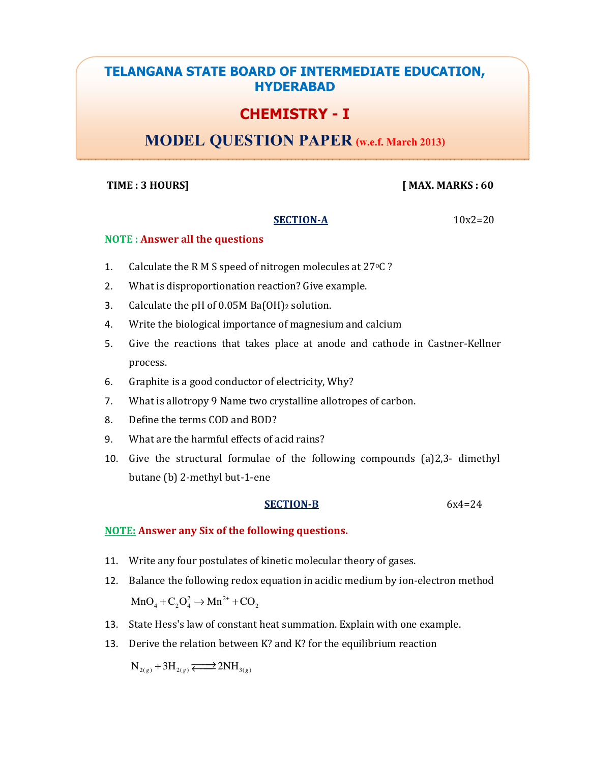# TELANGANA STATE BOARD OF INTERMEDIATE EDUCATION, HYDERABAD

## CHEMISTRY - I

## MODEL QUESTION PAPER (w.e.f. March 2013)

**TIME : 3 HOURS]** **[ MAX. MARKS : 60**

### SECTION-A 10x2=20

**NOTE : Answer all the questions**

1. Calculate the R M S speed of nitrogen molecules at 27°C ?
2. What is disproportionation reaction? Give example.
3. Calculate the pH of 0.05M $Ba(OH)_2$ solution.
4. Write the biological importance of magnesium and calcium
5. Give the reactions that takes place at anode and cathode in Castner-Kellner process.
6. Graphite is a good conductor of electricity, Why?
7. What is allotropy 9 Name two crystalline allotropes of carbon.
8. Define the terms COD and BOD?
9. What are the harmful effects of acid rains?
10. Give the structural formulae of the following compounds (a)2,3- dimethyl butane (b) 2-methyl but-1-ene

### SECTION-B 6x4=24

**NOTE: Answer any Six of the following questions.**

11. Write any four postulates of kinetic molecular theory of gases.
12. Balance the following redox equation in acidic medium by ion-electron method

    $$MnO_4 + C_2O_4^2 \rightarrow Mn^{2+} + CO_2$$

13. State Hess's law of constant heat summation. Explain with one example.
13. Derive the relation between K? and K? for the equilibrium reaction

    $$N_{2(g)} + 3H_{2(g)} \rightleftharpoons 2NH_{3(g)}$$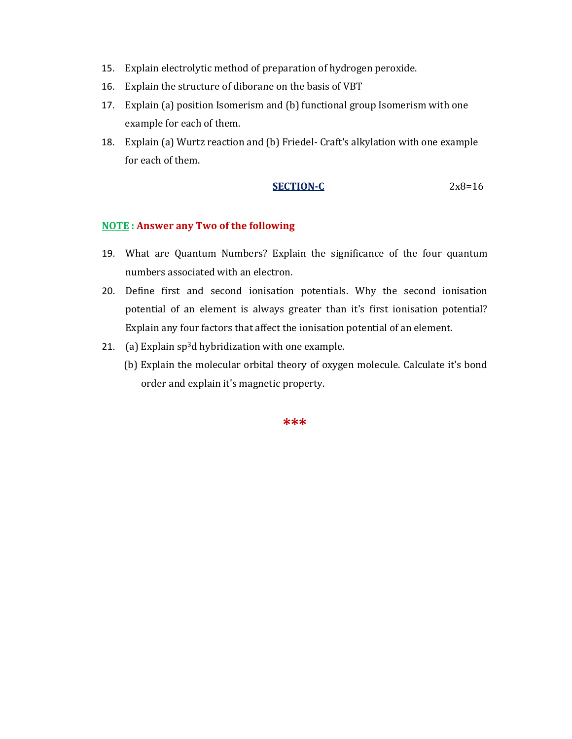15. Explain electrolytic method of preparation of hydrogen peroxide.
16. Explain the structure of diborane on the basis of VBT
17. Explain (a) position Isomerism and (b) functional group Isomerism with one example for each of them.
18. Explain (a) Wurtz reaction and (b) Friedel- Craft's alkylation with one example for each of them.

## SECTION-C 2x8=16

**NOTE : Answer any Two of the following**

19. What are Quantum Numbers? Explain the significance of the four quantum numbers associated with an electron.
20. Define first and second ionisation potentials. Why the second ionisation potential of an element is always greater than it's first ionisation potential? Explain any four factors that affect the ionisation potential of an element.
21. (a) Explain $sp^3d$ hybridization with one example.

    (b) Explain the molecular orbital theory of oxygen molecule. Calculate it's bond order and explain it's magnetic property.

***